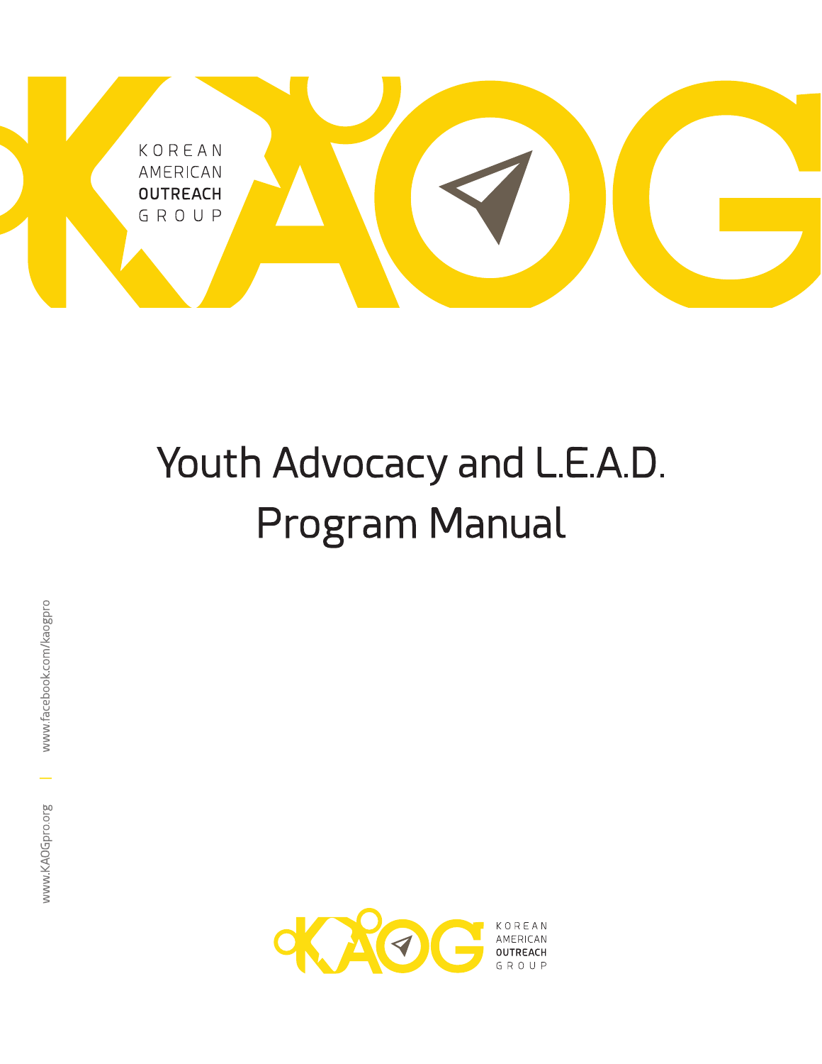KOREAN
AMERICAN
OUTREACH
GROUP

# Youth Advocacy and L.E.A.D. Program Manual

www.KAOGpro.org | www.facebook.com/kaogpro

KOREAN
AMERICAN
OUTREACH
GROUP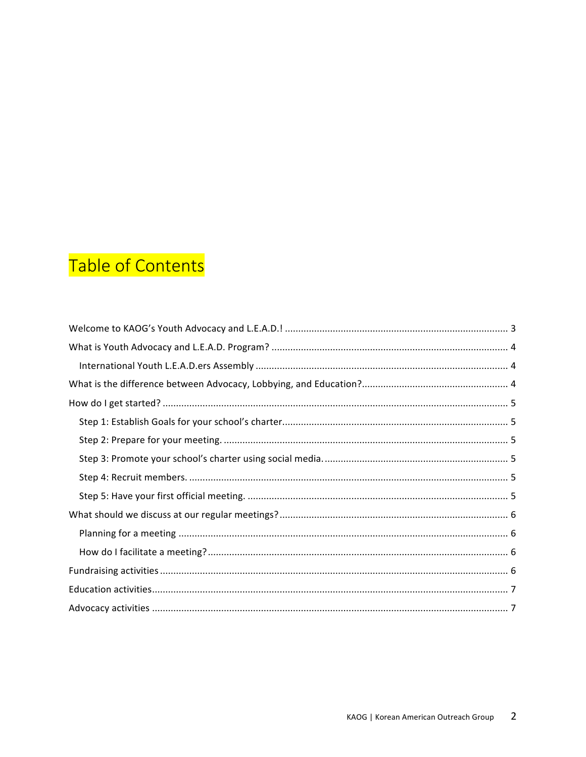# Table of Contents

- Welcome to KAOG's Youth Advocacy and L.E.A.D.! .......... 3
- What is Youth Advocacy and L.E.A.D. Program? .......... 4
  - International Youth L.E.A.D.ers Assembly .......... 4
- What is the difference between Advocacy, Lobbying, and Education? .......... 4
- How do I get started? .......... 5
  - Step 1: Establish Goals for your school's charter .......... 5
  - Step 2: Prepare for your meeting. .......... 5
  - Step 3: Promote your school's charter using social media. .......... 5
  - Step 4: Recruit members. .......... 5
  - Step 5: Have your first official meeting. .......... 5
- What should we discuss at our regular meetings? .......... 6
  - Planning for a meeting .......... 6
  - How do I facilitate a meeting? .......... 6
- Fundraising activities .......... 6
- Education activities .......... 7
- Advocacy activities .......... 7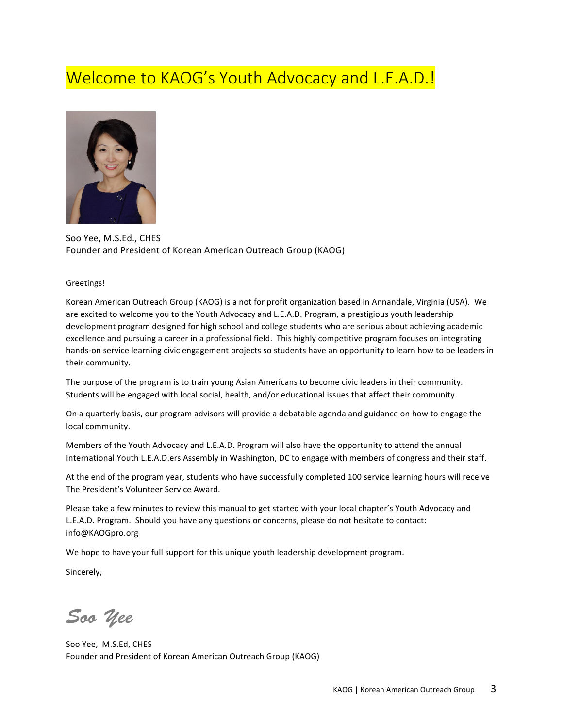# Welcome to KAOG's Youth Advocacy and L.E.A.D.!

Soo Yee, M.S.Ed., CHES
Founder and President of Korean American Outreach Group (KAOG)

Greetings!

Korean American Outreach Group (KAOG) is a not for profit organization based in Annandale, Virginia (USA). We are excited to welcome you to the Youth Advocacy and L.E.A.D. Program, a prestigious youth leadership development program designed for high school and college students who are serious about achieving academic excellence and pursuing a career in a professional field. This highly competitive program focuses on integrating hands-on service learning civic engagement projects so students have an opportunity to learn how to be leaders in their community.

The purpose of the program is to train young Asian Americans to become civic leaders in their community. Students will be engaged with local social, health, and/or educational issues that affect their community.

On a quarterly basis, our program advisors will provide a debatable agenda and guidance on how to engage the local community.

Members of the Youth Advocacy and L.E.A.D. Program will also have the opportunity to attend the annual International Youth L.E.A.D.ers Assembly in Washington, DC to engage with members of congress and their staff.

At the end of the program year, students who have successfully completed 100 service learning hours will receive The President's Volunteer Service Award.

Please take a few minutes to review this manual to get started with your local chapter's Youth Advocacy and L.E.A.D. Program. Should you have any questions or concerns, please do not hesitate to contact: info@KAOGpro.org

We hope to have your full support for this unique youth leadership development program.

Sincerely,

*Soo Yee*

Soo Yee, M.S.Ed, CHES
Founder and President of Korean American Outreach Group (KAOG)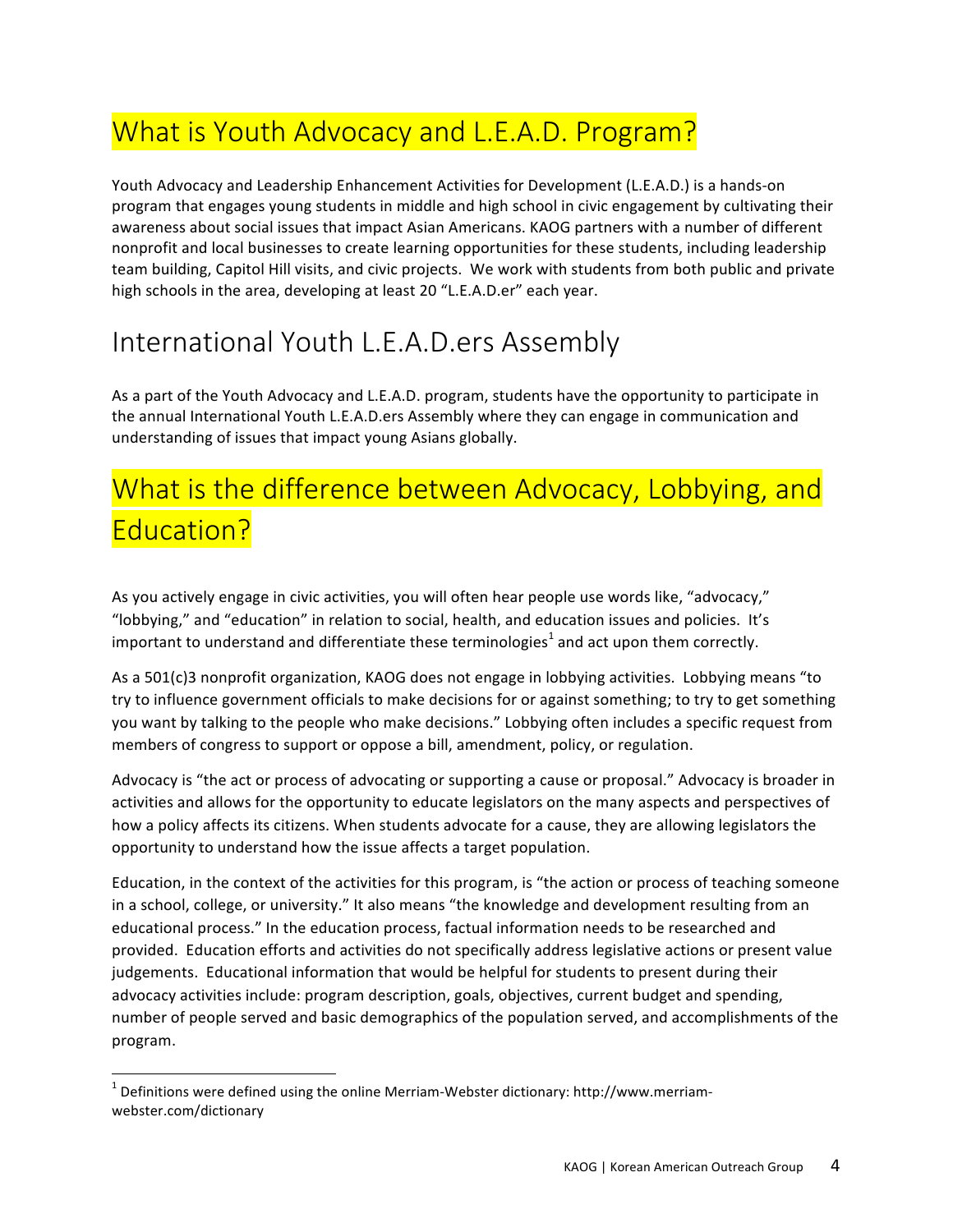# What is Youth Advocacy and L.E.A.D. Program?

Youth Advocacy and Leadership Enhancement Activities for Development (L.E.A.D.) is a hands-on program that engages young students in middle and high school in civic engagement by cultivating their awareness about social issues that impact Asian Americans. KAOG partners with a number of different nonprofit and local businesses to create learning opportunities for these students, including leadership team building, Capitol Hill visits, and civic projects. We work with students from both public and private high schools in the area, developing at least 20 "L.E.A.D.er" each year.

## International Youth L.E.A.D.ers Assembly

As a part of the Youth Advocacy and L.E.A.D. program, students have the opportunity to participate in the annual International Youth L.E.A.D.ers Assembly where they can engage in communication and understanding of issues that impact young Asians globally.

# What is the difference between Advocacy, Lobbying, and Education?

As you actively engage in civic activities, you will often hear people use words like, "advocacy," "lobbying," and "education" in relation to social, health, and education issues and policies. It's important to understand and differentiate these terminologies[1] and act upon them correctly.

As a 501(c)3 nonprofit organization, KAOG does not engage in lobbying activities. Lobbying means "to try to influence government officials to make decisions for or against something; to try to get something you want by talking to the people who make decisions." Lobbying often includes a specific request from members of congress to support or oppose a bill, amendment, policy, or regulation.

Advocacy is "the act or process of advocating or supporting a cause or proposal." Advocacy is broader in activities and allows for the opportunity to educate legislators on the many aspects and perspectives of how a policy affects its citizens. When students advocate for a cause, they are allowing legislators the opportunity to understand how the issue affects a target population.

Education, in the context of the activities for this program, is "the action or process of teaching someone in a school, college, or university." It also means "the knowledge and development resulting from an educational process." In the education process, factual information needs to be researched and provided. Education efforts and activities do not specifically address legislative actions or present value judgements. Educational information that would be helpful for students to present during their advocacy activities include: program description, goals, objectives, current budget and spending, number of people served and basic demographics of the population served, and accomplishments of the program.

[1] Definitions were defined using the online Merriam-Webster dictionary: http://www.merriam-webster.com/dictionary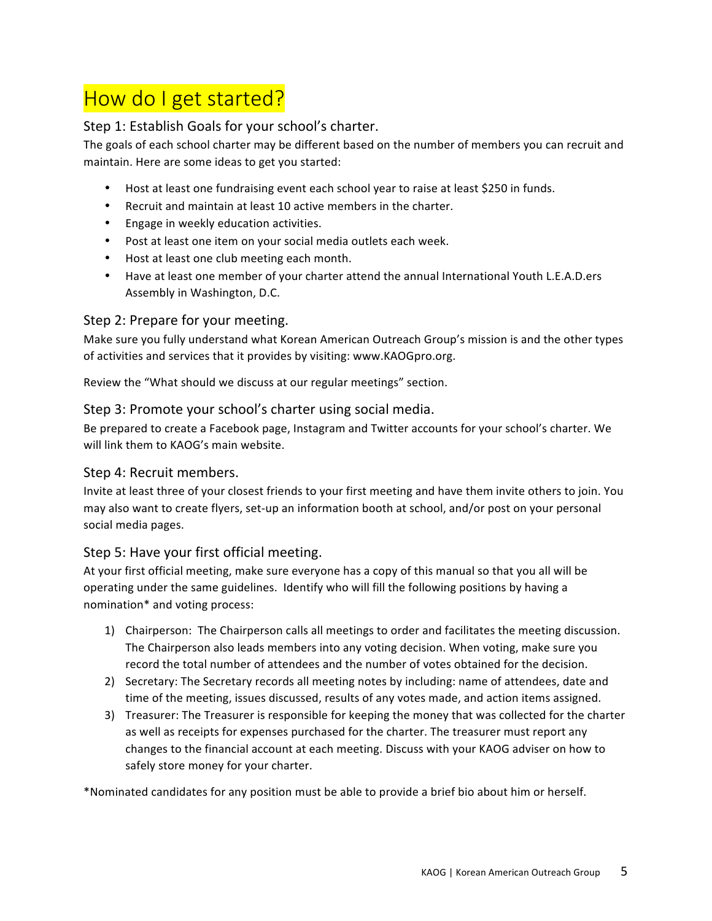# How do I get started?

## Step 1: Establish Goals for your school's charter.

The goals of each school charter may be different based on the number of members you can recruit and maintain. Here are some ideas to get you started:

- Host at least one fundraising event each school year to raise at least $250 in funds.
- Recruit and maintain at least 10 active members in the charter.
- Engage in weekly education activities.
- Post at least one item on your social media outlets each week.
- Host at least one club meeting each month.
- Have at least one member of your charter attend the annual International Youth L.E.A.D.ers Assembly in Washington, D.C.

## Step 2: Prepare for your meeting.

Make sure you fully understand what Korean American Outreach Group's mission is and the other types of activities and services that it provides by visiting: www.KAOGpro.org.

Review the "What should we discuss at our regular meetings" section.

## Step 3: Promote your school's charter using social media.

Be prepared to create a Facebook page, Instagram and Twitter accounts for your school's charter. We will link them to KAOG's main website.

## Step 4: Recruit members.

Invite at least three of your closest friends to your first meeting and have them invite others to join. You may also want to create flyers, set-up an information booth at school, and/or post on your personal social media pages.

## Step 5: Have your first official meeting.

At your first official meeting, make sure everyone has a copy of this manual so that you all will be operating under the same guidelines. Identify who will fill the following positions by having a nomination* and voting process:

1) Chairperson: The Chairperson calls all meetings to order and facilitates the meeting discussion. The Chairperson also leads members into any voting decision. When voting, make sure you record the total number of attendees and the number of votes obtained for the decision.
2) Secretary: The Secretary records all meeting notes by including: name of attendees, date and time of the meeting, issues discussed, results of any votes made, and action items assigned.
3) Treasurer: The Treasurer is responsible for keeping the money that was collected for the charter as well as receipts for expenses purchased for the charter. The treasurer must report any changes to the financial account at each meeting. Discuss with your KAOG adviser on how to safely store money for your charter.

*Nominated candidates for any position must be able to provide a brief bio about him or herself.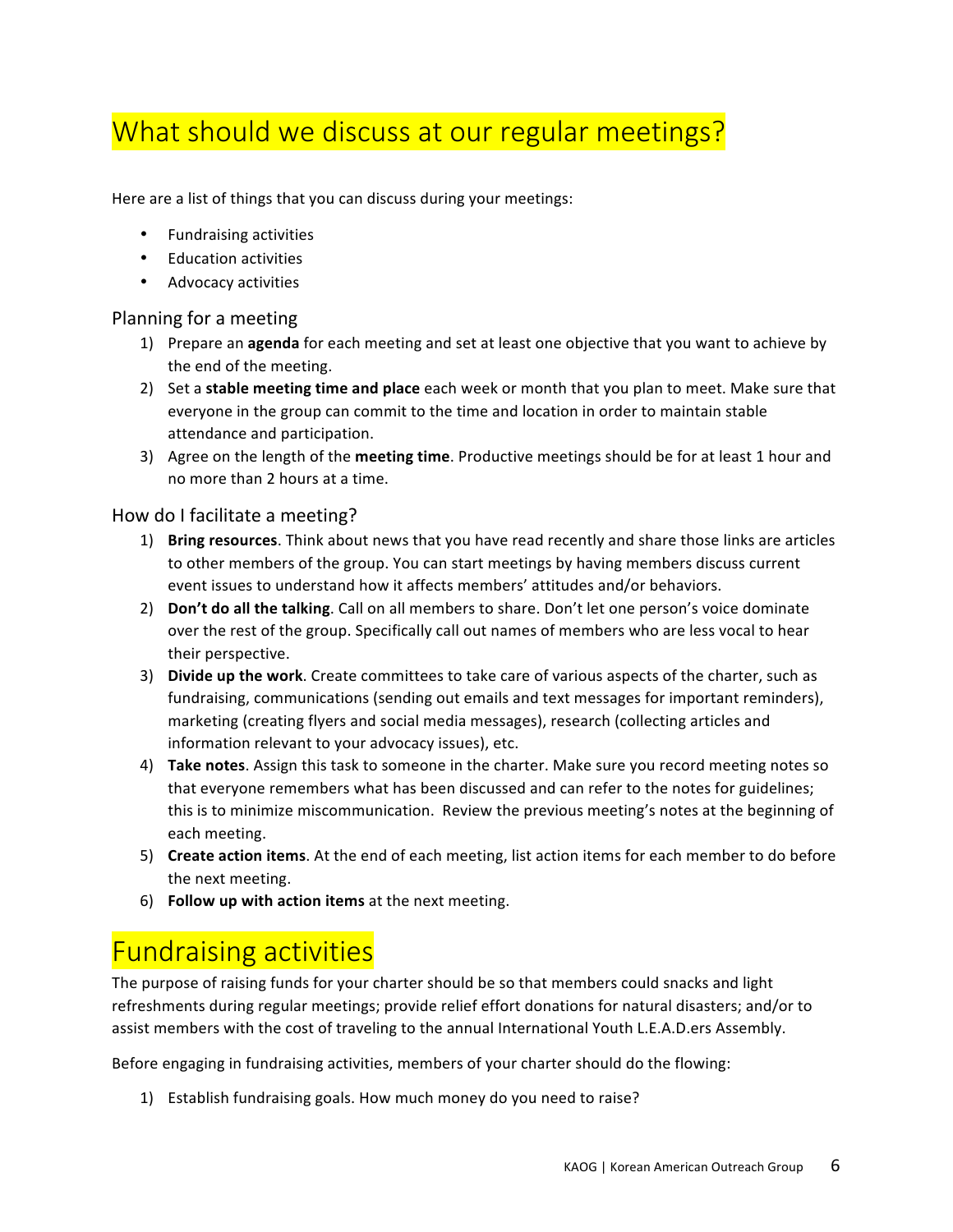# What should we discuss at our regular meetings?

Here are a list of things that you can discuss during your meetings:

- Fundraising activities
- Education activities
- Advocacy activities

### Planning for a meeting

1) Prepare an **agenda** for each meeting and set at least one objective that you want to achieve by the end of the meeting.
2) Set a **stable meeting time and place** each week or month that you plan to meet. Make sure that everyone in the group can commit to the time and location in order to maintain stable attendance and participation.
3) Agree on the length of the **meeting time**. Productive meetings should be for at least 1 hour and no more than 2 hours at a time.

### How do I facilitate a meeting?

1) **Bring resources**. Think about news that you have read recently and share those links are articles to other members of the group. You can start meetings by having members discuss current event issues to understand how it affects members' attitudes and/or behaviors.
2) **Don't do all the talking**. Call on all members to share. Don't let one person's voice dominate over the rest of the group. Specifically call out names of members who are less vocal to hear their perspective.
3) **Divide up the work**. Create committees to take care of various aspects of the charter, such as fundraising, communications (sending out emails and text messages for important reminders), marketing (creating flyers and social media messages), research (collecting articles and information relevant to your advocacy issues), etc.
4) **Take notes**. Assign this task to someone in the charter. Make sure you record meeting notes so that everyone remembers what has been discussed and can refer to the notes for guidelines; this is to minimize miscommunication. Review the previous meeting's notes at the beginning of each meeting.
5) **Create action items**. At the end of each meeting, list action items for each member to do before the next meeting.
6) **Follow up with action items** at the next meeting.

# Fundraising activities

The purpose of raising funds for your charter should be so that members could snacks and light refreshments during regular meetings; provide relief effort donations for natural disasters; and/or to assist members with the cost of traveling to the annual International Youth L.E.A.D.ers Assembly.

Before engaging in fundraising activities, members of your charter should do the flowing:

1) Establish fundraising goals. How much money do you need to raise?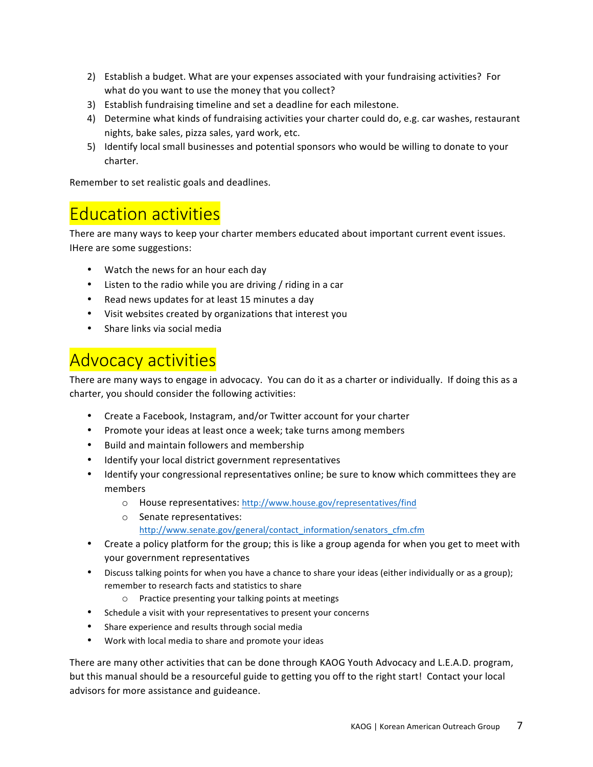2) Establish a budget. What are your expenses associated with your fundraising activities? For what do you want to use the money that you collect?
3) Establish fundraising timeline and set a deadline for each milestone.
4) Determine what kinds of fundraising activities your charter could do, e.g. car washes, restaurant nights, bake sales, pizza sales, yard work, etc.
5) Identify local small businesses and potential sponsors who would be willing to donate to your charter.

Remember to set realistic goals and deadlines.

## Education activities

There are many ways to keep your charter members educated about important current event issues. IHere are some suggestions:

- Watch the news for an hour each day
- Listen to the radio while you are driving / riding in a car
- Read news updates for at least 15 minutes a day
- Visit websites created by organizations that interest you
- Share links via social media

## Advocacy activities

There are many ways to engage in advocacy. You can do it as a charter or individually. If doing this as a charter, you should consider the following activities:

- Create a Facebook, Instagram, and/or Twitter account for your charter
- Promote your ideas at least once a week; take turns among members
- Build and maintain followers and membership
- Identify your local district government representatives
- Identify your congressional representatives online; be sure to know which committees they are members
    - House representatives: http://www.house.gov/representatives/find
    - Senate representatives: http://www.senate.gov/general/contact_information/senators_cfm.cfm
- Create a policy platform for the group; this is like a group agenda for when you get to meet with your government representatives
- Discuss talking points for when you have a chance to share your ideas (either individually or as a group); remember to research facts and statistics to share
    - Practice presenting your talking points at meetings
- Schedule a visit with your representatives to present your concerns
- Share experience and results through social media
- Work with local media to share and promote your ideas

There are many other activities that can be done through KAOG Youth Advocacy and L.E.A.D. program, but this manual should be a resourceful guide to getting you off to the right start! Contact your local advisors for more assistance and guideance.